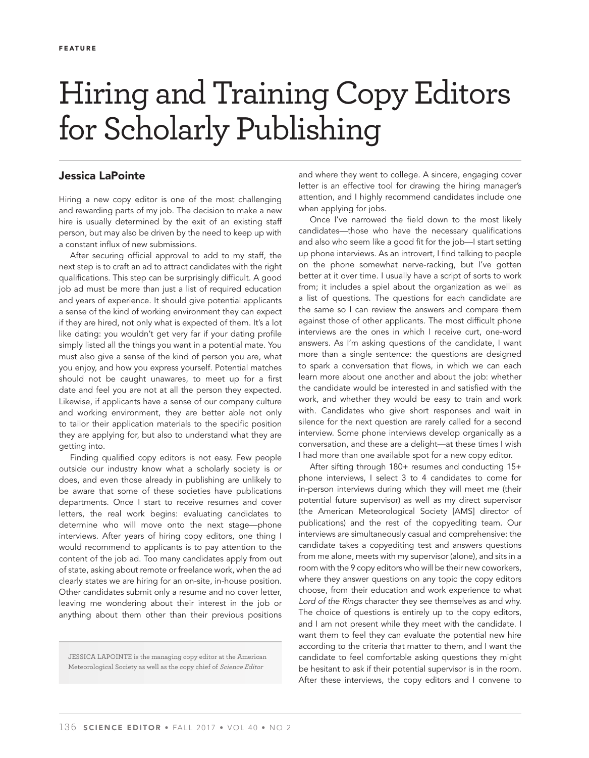FEATURE

# Hiring and Training Copy Editors for Scholarly Publishing

**Jessica LaPointe**

Hiring a new copy editor is one of the most challenging and rewarding parts of my job. The decision to make a new hire is usually determined by the exit of an existing staff person, but may also be driven by the need to keep up with a constant influx of new submissions.

After securing official approval to add to my staff, the next step is to craft an ad to attract candidates with the right qualifications. This step can be surprisingly difficult. A good job ad must be more than just a list of required education and years of experience. It should give potential applicants a sense of the kind of working environment they can expect if they are hired, not only what is expected of them. It's a lot like dating: you wouldn't get very far if your dating profile simply listed all the things you want in a potential mate. You must also give a sense of the kind of person you are, what you enjoy, and how you express yourself. Potential matches should not be caught unawares, to meet up for a first date and feel you are not at all the person they expected. Likewise, if applicants have a sense of our company culture and working environment, they are better able not only to tailor their application materials to the specific position they are applying for, but also to understand what they are getting into.

Finding qualified copy editors is not easy. Few people outside our industry know what a scholarly society is or does, and even those already in publishing are unlikely to be aware that some of these societies have publications departments. Once I start to receive resumes and cover letters, the real work begins: evaluating candidates to determine who will move onto the next stage—phone interviews. After years of hiring copy editors, one thing I would recommend to applicants is to pay attention to the content of the job ad. Too many candidates apply from out of state, asking about remote or freelance work, when the ad clearly states we are hiring for an on-site, in-house position. Other candidates submit only a resume and no cover letter, leaving me wondering about their interest in the job or anything about them other than their previous positions and where they went to college. A sincere, engaging cover letter is an effective tool for drawing the hiring manager's attention, and I highly recommend candidates include one when applying for jobs.

Once I've narrowed the field down to the most likely candidates—those who have the necessary qualifications and also who seem like a good fit for the job—I start setting up phone interviews. As an introvert, I find talking to people on the phone somewhat nerve-racking, but I've gotten better at it over time. I usually have a script of sorts to work from; it includes a spiel about the organization as well as a list of questions. The questions for each candidate are the same so I can review the answers and compare them against those of other applicants. The most difficult phone interviews are the ones in which I receive curt, one-word answers. As I'm asking questions of the candidate, I want more than a single sentence: the questions are designed to spark a conversation that flows, in which we can each learn more about one another and about the job: whether the candidate would be interested in and satisfied with the work, and whether they would be easy to train and work with. Candidates who give short responses and wait in silence for the next question are rarely called for a second interview. Some phone interviews develop organically as a conversation, and these are a delight—at these times I wish I had more than one available spot for a new copy editor.

After sifting through 180+ resumes and conducting 15+ phone interviews, I select 3 to 4 candidates to come for in-person interviews during which they will meet me (their potential future supervisor) as well as my direct supervisor (the American Meteorological Society [AMS] director of publications) and the rest of the copyediting team. Our interviews are simultaneously casual and comprehensive: the candidate takes a copyediting test and answers questions from me alone, meets with my supervisor (alone), and sits in a room with the 9 copy editors who will be their new coworkers, where they answer questions on any topic the copy editors choose, from their education and work experience to what *Lord of the Rings* character they see themselves as and why. The choice of questions is entirely up to the copy editors, and I am not present while they meet with the candidate. I want them to feel they can evaluate the potential new hire according to the criteria that matter to them, and I want the candidate to feel comfortable asking questions they might be hesitant to ask if their potential supervisor is in the room. After these interviews, the copy editors and I convene to

JESSICA LAPOINTE is the managing copy editor at the American Meteorological Society as well as the copy chief of *Science Editor*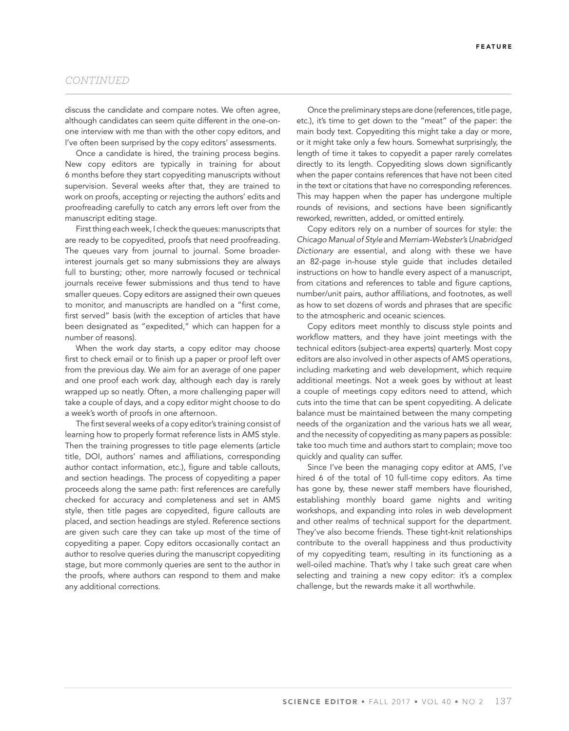*CONTINUED*

discuss the candidate and compare notes. We often agree, although candidates can seem quite different in the one-on-one interview with me than with the other copy editors, and I've often been surprised by the copy editors' assessments.

Once a candidate is hired, the training process begins. New copy editors are typically in training for about 6 months before they start copyediting manuscripts without supervision. Several weeks after that, they are trained to work on proofs, accepting or rejecting the authors' edits and proofreading carefully to catch any errors left over from the manuscript editing stage.

First thing each week, I check the queues: manuscripts that are ready to be copyedited, proofs that need proofreading. The queues vary from journal to journal. Some broader-interest journals get so many submissions they are always full to bursting; other, more narrowly focused or technical journals receive fewer submissions and thus tend to have smaller queues. Copy editors are assigned their own queues to monitor, and manuscripts are handled on a "first come, first served" basis (with the exception of articles that have been designated as "expedited," which can happen for a number of reasons).

When the work day starts, a copy editor may choose first to check email or to finish up a paper or proof left over from the previous day. We aim for an average of one paper and one proof each work day, although each day is rarely wrapped up so neatly. Often, a more challenging paper will take a couple of days, and a copy editor might choose to do a week's worth of proofs in one afternoon.

The first several weeks of a copy editor's training consist of learning how to properly format reference lists in AMS style. Then the training progresses to title page elements (article title, DOI, authors' names and affiliations, corresponding author contact information, etc.), figure and table callouts, and section headings. The process of copyediting a paper proceeds along the same path: first references are carefully checked for accuracy and completeness and set in AMS style, then title pages are copyedited, figure callouts are placed, and section headings are styled. Reference sections are given such care they can take up most of the time of copyediting a paper. Copy editors occasionally contact an author to resolve queries during the manuscript copyediting stage, but more commonly queries are sent to the author in the proofs, where authors can respond to them and make any additional corrections.

Once the preliminary steps are done (references, title page, etc.), it's time to get down to the "meat" of the paper: the main body text. Copyediting this might take a day or more, or it might take only a few hours. Somewhat surprisingly, the length of time it takes to copyedit a paper rarely correlates directly to its length. Copyediting slows down significantly when the paper contains references that have not been cited in the text or citations that have no corresponding references. This may happen when the paper has undergone multiple rounds of revisions, and sections have been significantly reworked, rewritten, added, or omitted entirely.

Copy editors rely on a number of sources for style: the *Chicago Manual of Style* and *Merriam-Webster's Unabridged Dictionary* are essential, and along with these we have an 82-page in-house style guide that includes detailed instructions on how to handle every aspect of a manuscript, from citations and references to table and figure captions, number/unit pairs, author affiliations, and footnotes, as well as how to set dozens of words and phrases that are specific to the atmospheric and oceanic sciences.

Copy editors meet monthly to discuss style points and workflow matters, and they have joint meetings with the technical editors (subject-area experts) quarterly. Most copy editors are also involved in other aspects of AMS operations, including marketing and web development, which require additional meetings. Not a week goes by without at least a couple of meetings copy editors need to attend, which cuts into the time that can be spent copyediting. A delicate balance must be maintained between the many competing needs of the organization and the various hats we all wear, and the necessity of copyediting as many papers as possible: take too much time and authors start to complain; move too quickly and quality can suffer.

Since I've been the managing copy editor at AMS, I've hired 6 of the total of 10 full-time copy editors. As time has gone by, these newer staff members have flourished, establishing monthly board game nights and writing workshops, and expanding into roles in web development and other realms of technical support for the department. They've also become friends. These tight-knit relationships contribute to the overall happiness and thus productivity of my copyediting team, resulting in its functioning as a well-oiled machine. That's why I take such great care when selecting and training a new copy editor: it's a complex challenge, but the rewards make it all worthwhile.